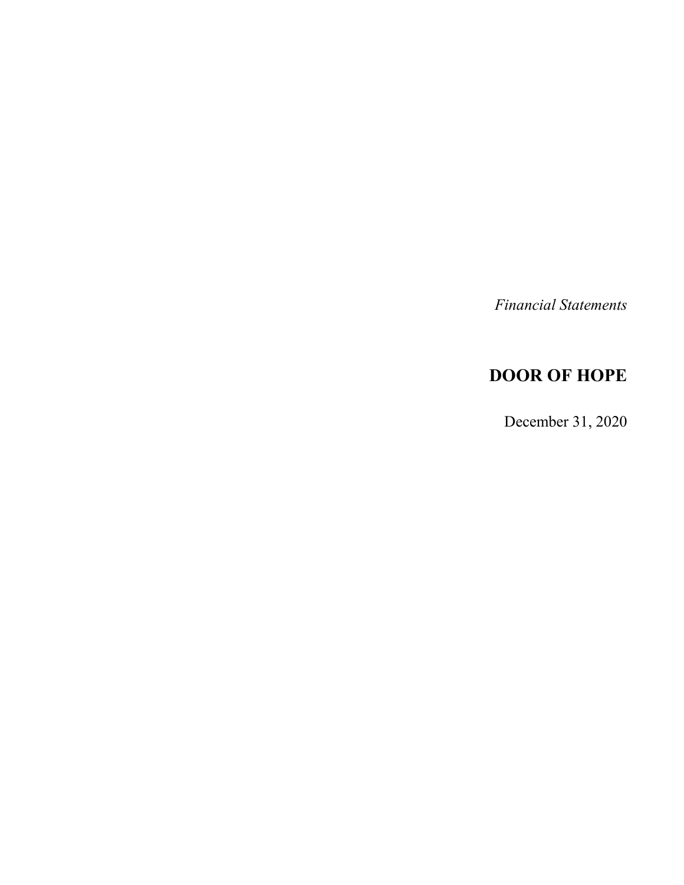*Financial Statements*

# DOOR OF HOPE

December 31, 2020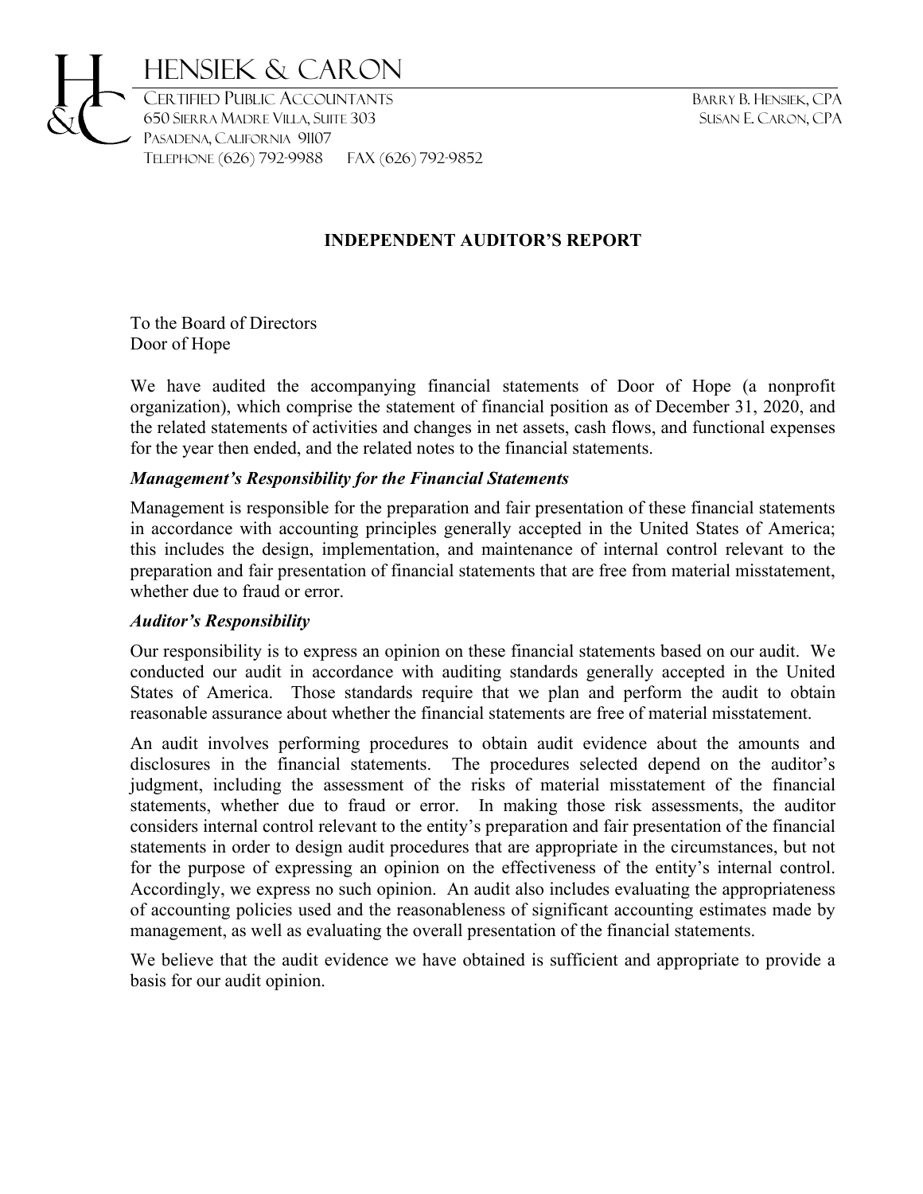# HENSIEK & CARON

CERTIFIED PUBLIC ACCOUNTANTS
650 SIERRA MADRE VILLA, SUITE 303
PASADENA, CALIFORNIA 91107
TELEPHONE (626) 792-9988 FAX (626) 792-9852

BARRY B. HENSIEK, CPA
SUSAN E. CARON, CPA

## INDEPENDENT AUDITOR'S REPORT

To the Board of Directors
Door of Hope

We have audited the accompanying financial statements of Door of Hope (a nonprofit organization), which comprise the statement of financial position as of December 31, 2020, and the related statements of activities and changes in net assets, cash flows, and functional expenses for the year then ended, and the related notes to the financial statements.

### *Management's Responsibility for the Financial Statements*

Management is responsible for the preparation and fair presentation of these financial statements in accordance with accounting principles generally accepted in the United States of America; this includes the design, implementation, and maintenance of internal control relevant to the preparation and fair presentation of financial statements that are free from material misstatement, whether due to fraud or error.

### *Auditor's Responsibility*

Our responsibility is to express an opinion on these financial statements based on our audit. We conducted our audit in accordance with auditing standards generally accepted in the United States of America. Those standards require that we plan and perform the audit to obtain reasonable assurance about whether the financial statements are free of material misstatement.

An audit involves performing procedures to obtain audit evidence about the amounts and disclosures in the financial statements. The procedures selected depend on the auditor's judgment, including the assessment of the risks of material misstatement of the financial statements, whether due to fraud or error. In making those risk assessments, the auditor considers internal control relevant to the entity's preparation and fair presentation of the financial statements in order to design audit procedures that are appropriate in the circumstances, but not for the purpose of expressing an opinion on the effectiveness of the entity's internal control. Accordingly, we express no such opinion. An audit also includes evaluating the appropriateness of accounting policies used and the reasonableness of significant accounting estimates made by management, as well as evaluating the overall presentation of the financial statements.

We believe that the audit evidence we have obtained is sufficient and appropriate to provide a basis for our audit opinion.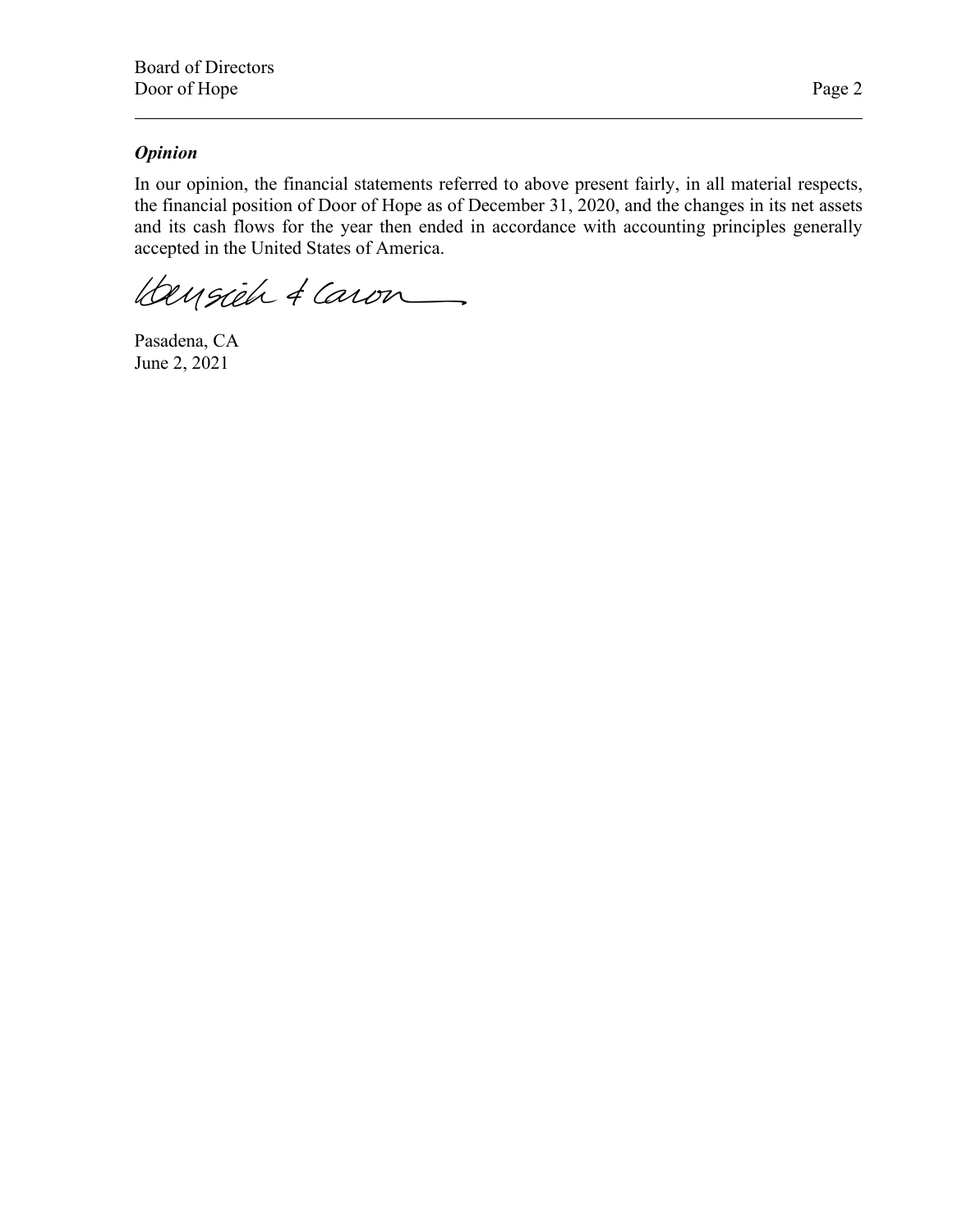***Opinion***

In our opinion, the financial statements referred to above present fairly, in all material respects, the financial position of Door of Hope as of December 31, 2020, and the changes in its net assets and its cash flows for the year then ended in accordance with accounting principles generally accepted in the United States of America.

Pasadena, CA
June 2, 2021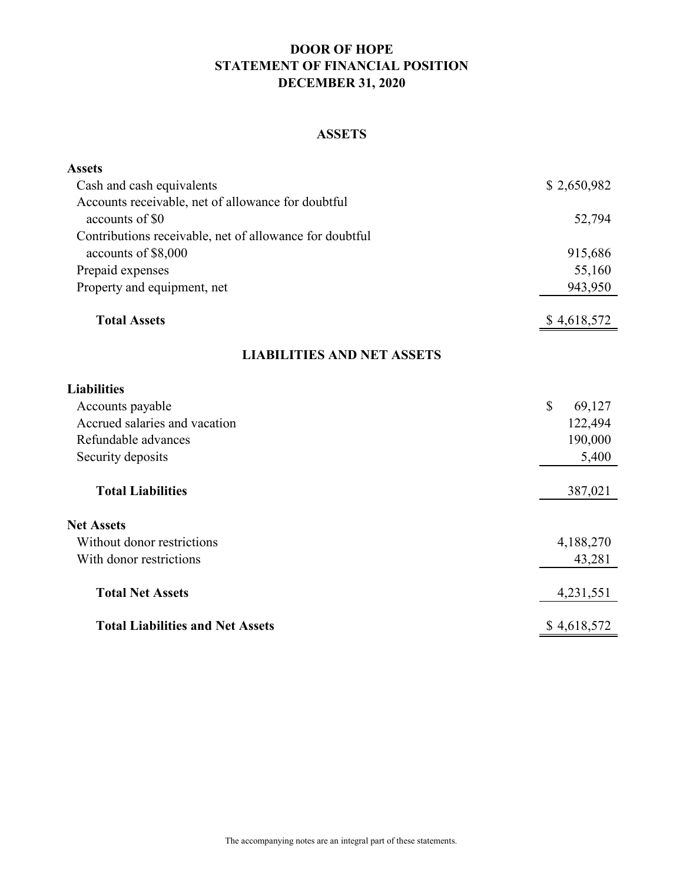# DOOR OF HOPE
## STATEMENT OF FINANCIAL POSITION
## DECEMBER 31, 2020

### ASSETS

| | |
|---|---|
| **Assets** | |
| Cash and cash equivalents | $ 2,650,982 |
| Accounts receivable, net of allowance for doubtful accounts of $0 | 52,794 |
| Contributions receivable, net of allowance for doubtful accounts of $8,000 | 915,686 |
| Prepaid expenses | 55,160 |
| Property and equipment, net | 943,950 |
| **Total Assets** | $ 4,618,572 |

### LIABILITIES AND NET ASSETS

| | |
|---|---|
| **Liabilities** | |
| Accounts payable | $ 69,127 |
| Accrued salaries and vacation | 122,494 |
| Refundable advances | 190,000 |
| Security deposits | 5,400 |
| **Total Liabilities** | 387,021 |
| **Net Assets** | |
| Without donor restrictions | 4,188,270 |
| With donor restrictions | 43,281 |
| **Total Net Assets** | 4,231,551 |
| **Total Liabilities and Net Assets** | $ 4,618,572 |

The accompanying notes are an integral part of these statements.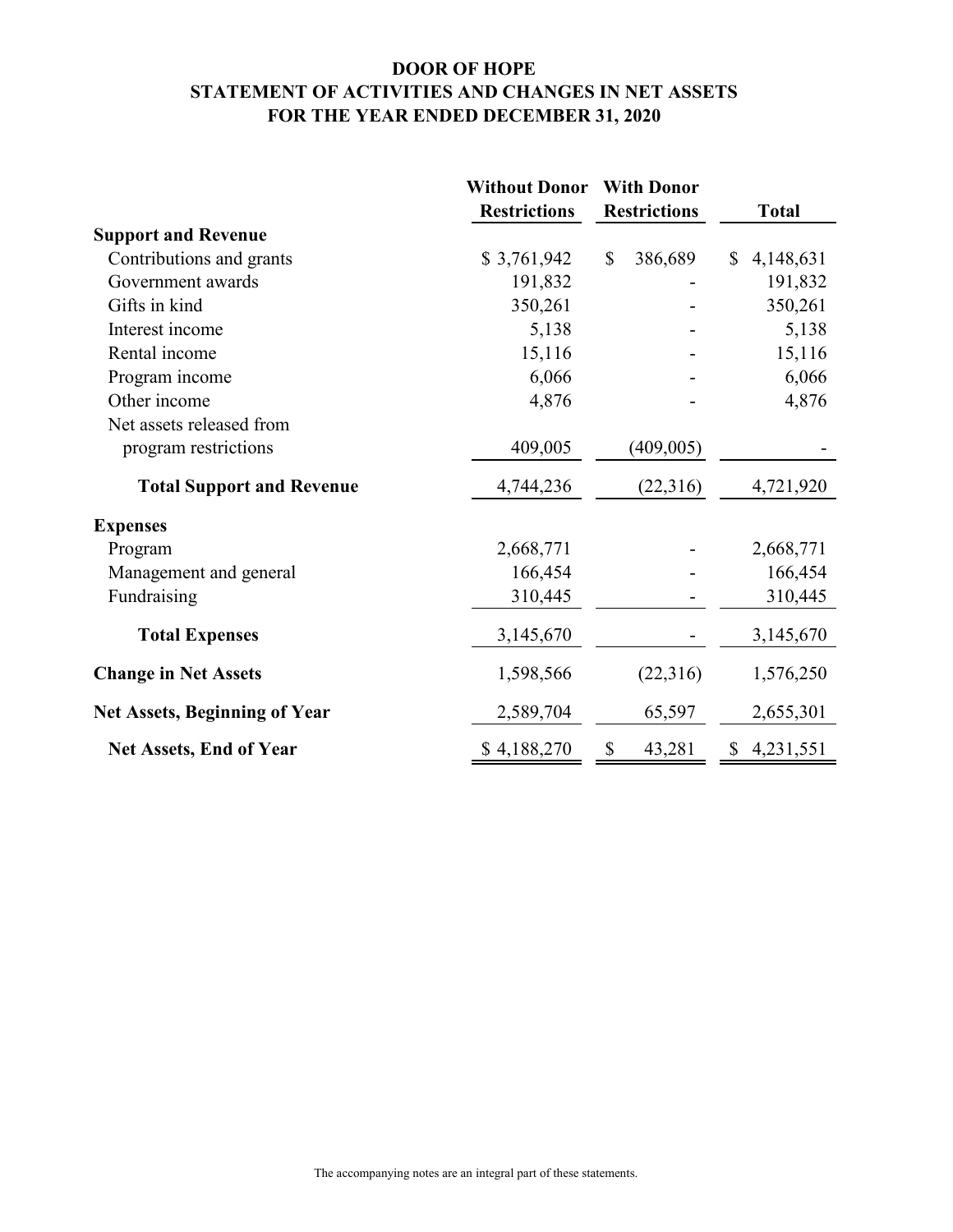# DOOR OF HOPE
## STATEMENT OF ACTIVITIES AND CHANGES IN NET ASSETS
## FOR THE YEAR ENDED DECEMBER 31, 2020

| | Without Donor Restrictions | With Donor Restrictions | Total |
|---|---|---|---|
| **Support and Revenue** | | | |
| Contributions and grants | $ 3,761,942 | $ 386,689 | $ 4,148,631 |
| Government awards | 191,832 | - | 191,832 |
| Gifts in kind | 350,261 | - | 350,261 |
| Interest income | 5,138 | - | 5,138 |
| Rental income | 15,116 | - | 15,116 |
| Program income | 6,066 | - | 6,066 |
| Other income | 4,876 | - | 4,876 |
| Net assets released from program restrictions | 409,005 | (409,005) | - |
| **Total Support and Revenue** | 4,744,236 | (22,316) | 4,721,920 |
| **Expenses** | | | |
| Program | 2,668,771 | - | 2,668,771 |
| Management and general | 166,454 | - | 166,454 |
| Fundraising | 310,445 | - | 310,445 |
| **Total Expenses** | 3,145,670 | - | 3,145,670 |
| **Change in Net Assets** | 1,598,566 | (22,316) | 1,576,250 |
| **Net Assets, Beginning of Year** | 2,589,704 | 65,597 | 2,655,301 |
| **Net Assets, End of Year** | $ 4,188,270 | $ 43,281 | $ 4,231,551 |

The accompanying notes are an integral part of these statements.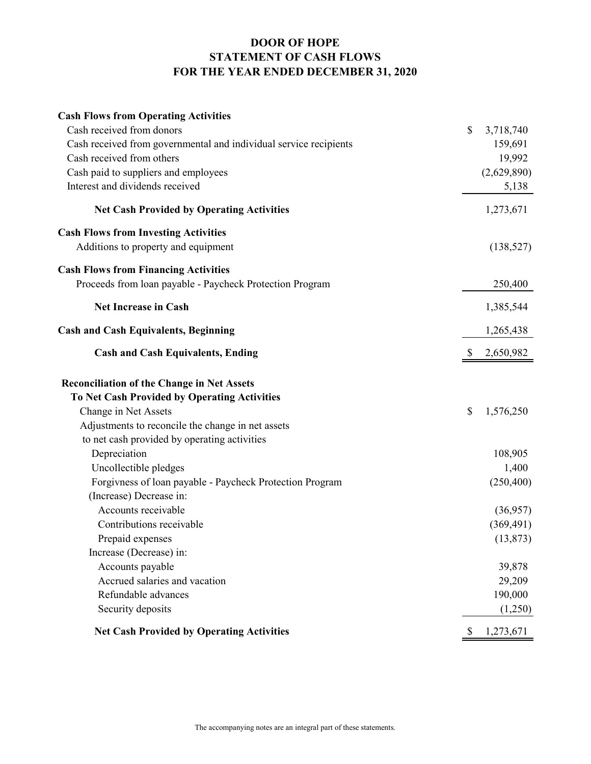# DOOR OF HOPE
## STATEMENT OF CASH FLOWS
## FOR THE YEAR ENDED DECEMBER 31, 2020

| | |
|---|---|
| **Cash Flows from Operating Activities** | |
| Cash received from donors | $ 3,718,740 |
| Cash received from governmental and individual service recipients | 159,691 |
| Cash received from others | 19,992 |
| Cash paid to suppliers and employees | (2,629,890) |
| Interest and dividends received | 5,138 |
| **Net Cash Provided by Operating Activities** | 1,273,671 |
| **Cash Flows from Investing Activities** | |
| Additions to property and equipment | (138,527) |
| **Cash Flows from Financing Activities** | |
| Proceeds from loan payable - Paycheck Protection Program | 250,400 |
| **Net Increase in Cash** | 1,385,544 |
| **Cash and Cash Equivalents, Beginning** | 1,265,438 |
| **Cash and Cash Equivalents, Ending** | $ 2,650,982 |

| | |
|---|---|
| **Reconciliation of the Change in Net Assets** | |
| **To Net Cash Provided by Operating Activities** | |
| Change in Net Assets | $ 1,576,250 |
| Adjustments to reconcile the change in net assets to net cash provided by operating activities | |
| Depreciation | 108,905 |
| Uncollectible pledges | 1,400 |
| Forgivness of loan payable - Paycheck Protection Program | (250,400) |
| (Increase) Decrease in: | |
| Accounts receivable | (36,957) |
| Contributions receivable | (369,491) |
| Prepaid expenses | (13,873) |
| Increase (Decrease) in: | |
| Accounts payable | 39,878 |
| Accrued salaries and vacation | 29,209 |
| Refundable advances | 190,000 |
| Security deposits | (1,250) |
| **Net Cash Provided by Operating Activities** | $ 1,273,671 |

The accompanying notes are an integral part of these statements.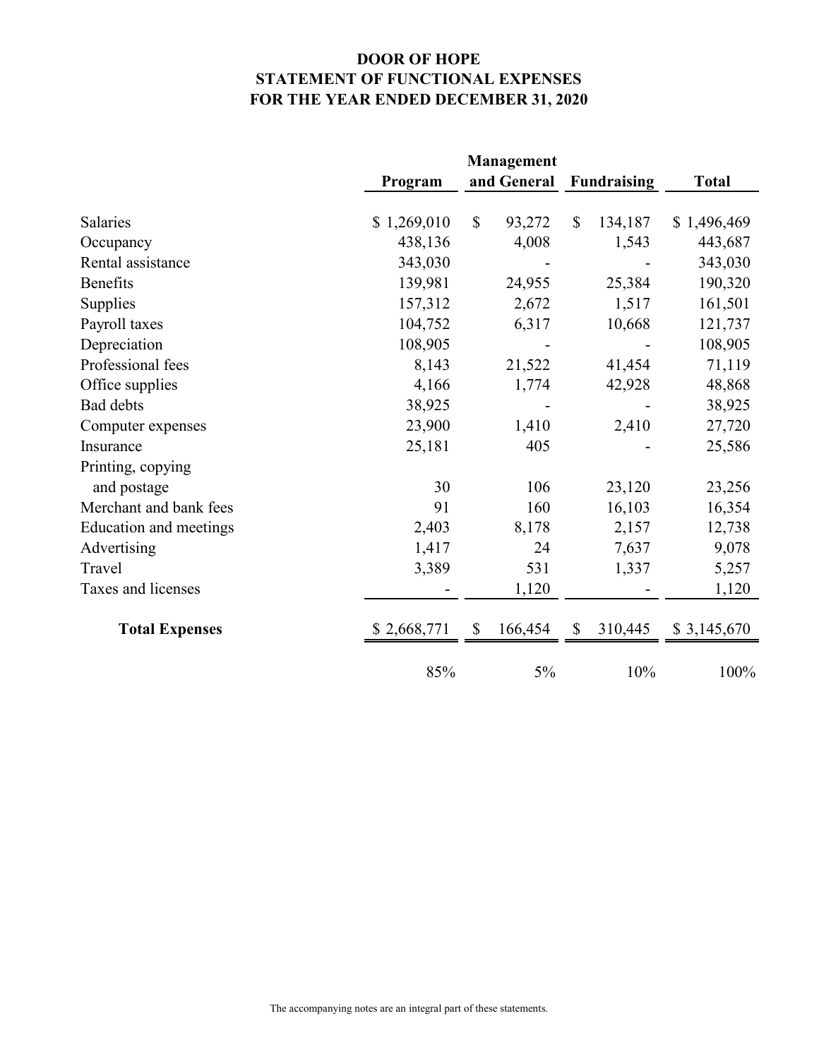# DOOR OF HOPE
## STATEMENT OF FUNCTIONAL EXPENSES
## FOR THE YEAR ENDED DECEMBER 31, 2020

| | Program | Management and General | Fundraising | Total |
|---|---|---|---|---|
| Salaries | $ 1,269,010 | $ 93,272 | $ 134,187 | $ 1,496,469 |
| Occupancy | 438,136 | 4,008 | 1,543 | 443,687 |
| Rental assistance | 343,030 | - | - | 343,030 |
| Benefits | 139,981 | 24,955 | 25,384 | 190,320 |
| Supplies | 157,312 | 2,672 | 1,517 | 161,501 |
| Payroll taxes | 104,752 | 6,317 | 10,668 | 121,737 |
| Depreciation | 108,905 | - | - | 108,905 |
| Professional fees | 8,143 | 21,522 | 41,454 | 71,119 |
| Office supplies | 4,166 | 1,774 | 42,928 | 48,868 |
| Bad debts | 38,925 | - | - | 38,925 |
| Computer expenses | 23,900 | 1,410 | 2,410 | 27,720 |
| Insurance | 25,181 | 405 | - | 25,586 |
| Printing, copying and postage | 30 | 106 | 23,120 | 23,256 |
| Merchant and bank fees | 91 | 160 | 16,103 | 16,354 |
| Education and meetings | 2,403 | 8,178 | 2,157 | 12,738 |
| Advertising | 1,417 | 24 | 7,637 | 9,078 |
| Travel | 3,389 | 531 | 1,337 | 5,257 |
| Taxes and licenses | - | 1,120 | - | 1,120 |
| **Total Expenses** | $ 2,668,771 | $ 166,454 | $ 310,445 | $ 3,145,670 |
| | 85% | 5% | 10% | 100% |

The accompanying notes are an integral part of these statements.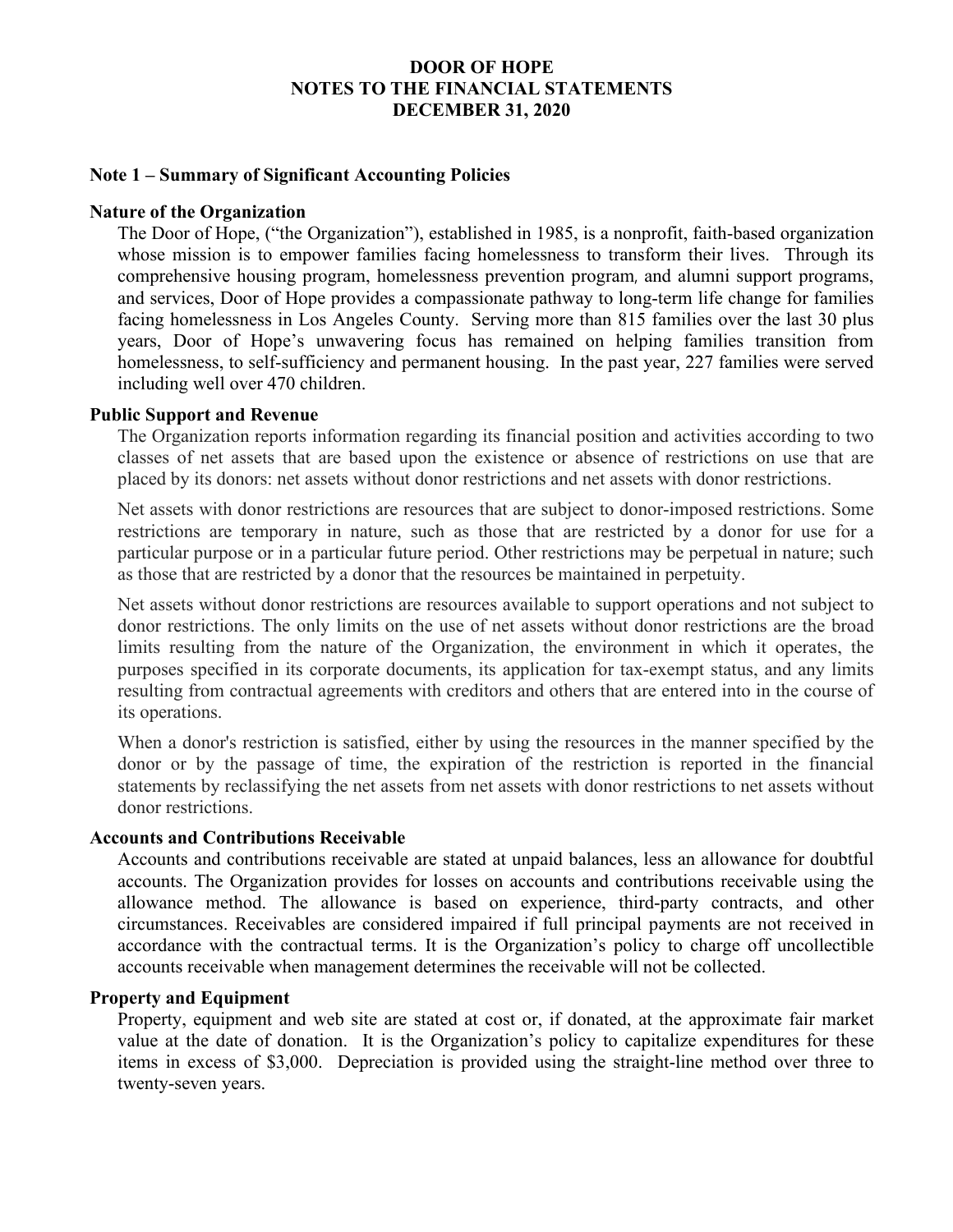# DOOR OF HOPE
# NOTES TO THE FINANCIAL STATEMENTS
# DECEMBER 31, 2020

## Note 1 – Summary of Significant Accounting Policies

### Nature of the Organization

The Door of Hope, ("the Organization"), established in 1985, is a nonprofit, faith-based organization whose mission is to empower families facing homelessness to transform their lives. Through its comprehensive housing program, homelessness prevention program, and alumni support programs, and services, Door of Hope provides a compassionate pathway to long-term life change for families facing homelessness in Los Angeles County. Serving more than 815 families over the last 30 plus years, Door of Hope's unwavering focus has remained on helping families transition from homelessness, to self-sufficiency and permanent housing. In the past year, 227 families were served including well over 470 children.

### Public Support and Revenue

The Organization reports information regarding its financial position and activities according to two classes of net assets that are based upon the existence or absence of restrictions on use that are placed by its donors: net assets without donor restrictions and net assets with donor restrictions.

Net assets with donor restrictions are resources that are subject to donor-imposed restrictions. Some restrictions are temporary in nature, such as those that are restricted by a donor for use for a particular purpose or in a particular future period. Other restrictions may be perpetual in nature; such as those that are restricted by a donor that the resources be maintained in perpetuity.

Net assets without donor restrictions are resources available to support operations and not subject to donor restrictions. The only limits on the use of net assets without donor restrictions are the broad limits resulting from the nature of the Organization, the environment in which it operates, the purposes specified in its corporate documents, its application for tax-exempt status, and any limits resulting from contractual agreements with creditors and others that are entered into in the course of its operations.

When a donor's restriction is satisfied, either by using the resources in the manner specified by the donor or by the passage of time, the expiration of the restriction is reported in the financial statements by reclassifying the net assets from net assets with donor restrictions to net assets without donor restrictions.

### Accounts and Contributions Receivable

Accounts and contributions receivable are stated at unpaid balances, less an allowance for doubtful accounts. The Organization provides for losses on accounts and contributions receivable using the allowance method. The allowance is based on experience, third-party contracts, and other circumstances. Receivables are considered impaired if full principal payments are not received in accordance with the contractual terms. It is the Organization's policy to charge off uncollectible accounts receivable when management determines the receivable will not be collected.

### Property and Equipment

Property, equipment and web site are stated at cost or, if donated, at the approximate fair market value at the date of donation. It is the Organization's policy to capitalize expenditures for these items in excess of $3,000. Depreciation is provided using the straight-line method over three to twenty-seven years.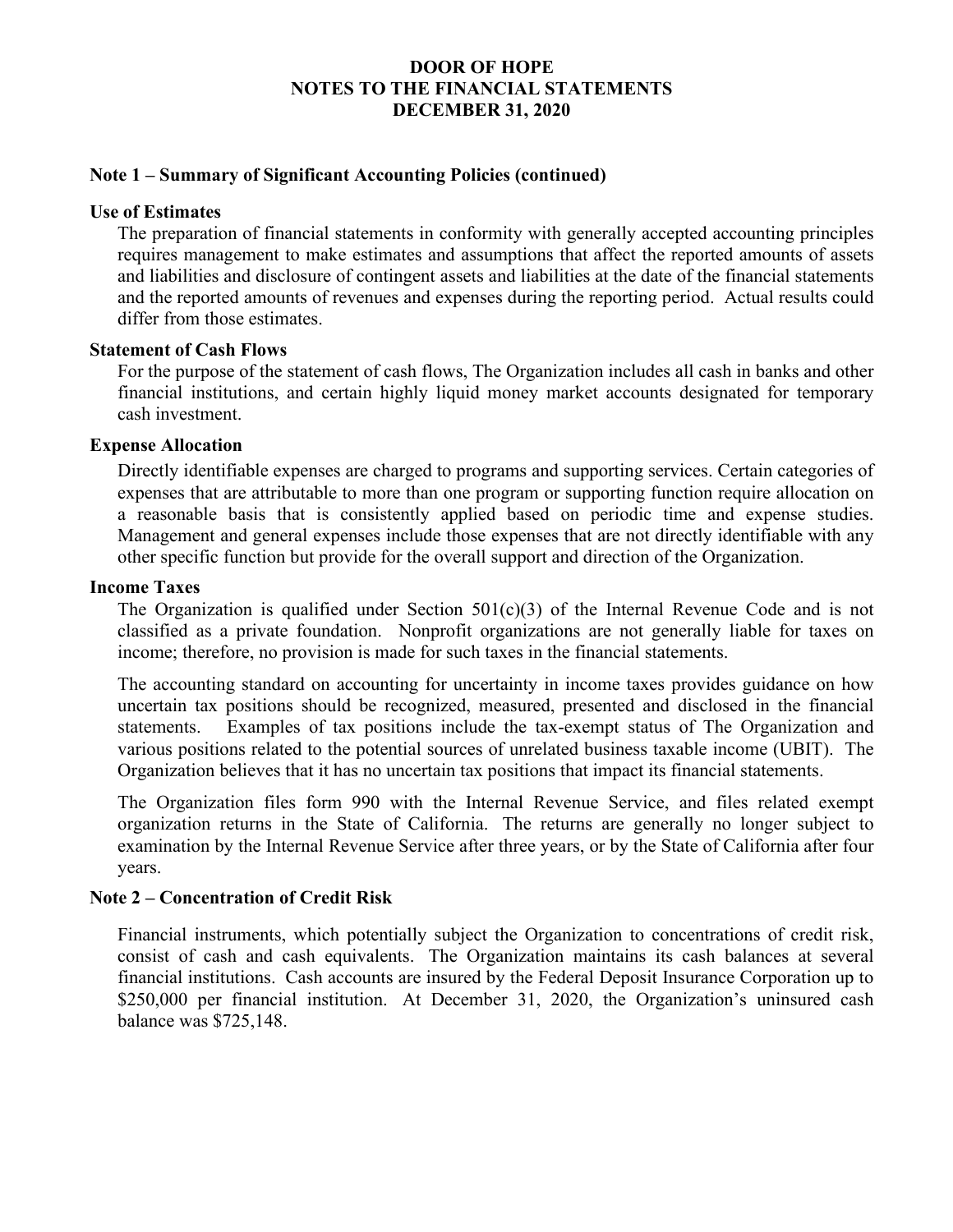# DOOR OF HOPE
# NOTES TO THE FINANCIAL STATEMENTS
# DECEMBER 31, 2020

## Note 1 – Summary of Significant Accounting Policies (continued)

### Use of Estimates

The preparation of financial statements in conformity with generally accepted accounting principles requires management to make estimates and assumptions that affect the reported amounts of assets and liabilities and disclosure of contingent assets and liabilities at the date of the financial statements and the reported amounts of revenues and expenses during the reporting period. Actual results could differ from those estimates.

### Statement of Cash Flows

For the purpose of the statement of cash flows, The Organization includes all cash in banks and other financial institutions, and certain highly liquid money market accounts designated for temporary cash investment.

### Expense Allocation

Directly identifiable expenses are charged to programs and supporting services. Certain categories of expenses that are attributable to more than one program or supporting function require allocation on a reasonable basis that is consistently applied based on periodic time and expense studies. Management and general expenses include those expenses that are not directly identifiable with any other specific function but provide for the overall support and direction of the Organization.

### Income Taxes

The Organization is qualified under Section 501(c)(3) of the Internal Revenue Code and is not classified as a private foundation. Nonprofit organizations are not generally liable for taxes on income; therefore, no provision is made for such taxes in the financial statements.

The accounting standard on accounting for uncertainty in income taxes provides guidance on how uncertain tax positions should be recognized, measured, presented and disclosed in the financial statements. Examples of tax positions include the tax-exempt status of The Organization and various positions related to the potential sources of unrelated business taxable income (UBIT). The Organization believes that it has no uncertain tax positions that impact its financial statements.

The Organization files form 990 with the Internal Revenue Service, and files related exempt organization returns in the State of California. The returns are generally no longer subject to examination by the Internal Revenue Service after three years, or by the State of California after four years.

## Note 2 – Concentration of Credit Risk

Financial instruments, which potentially subject the Organization to concentrations of credit risk, consist of cash and cash equivalents. The Organization maintains its cash balances at several financial institutions. Cash accounts are insured by the Federal Deposit Insurance Corporation up to $250,000 per financial institution. At December 31, 2020, the Organization's uninsured cash balance was $725,148.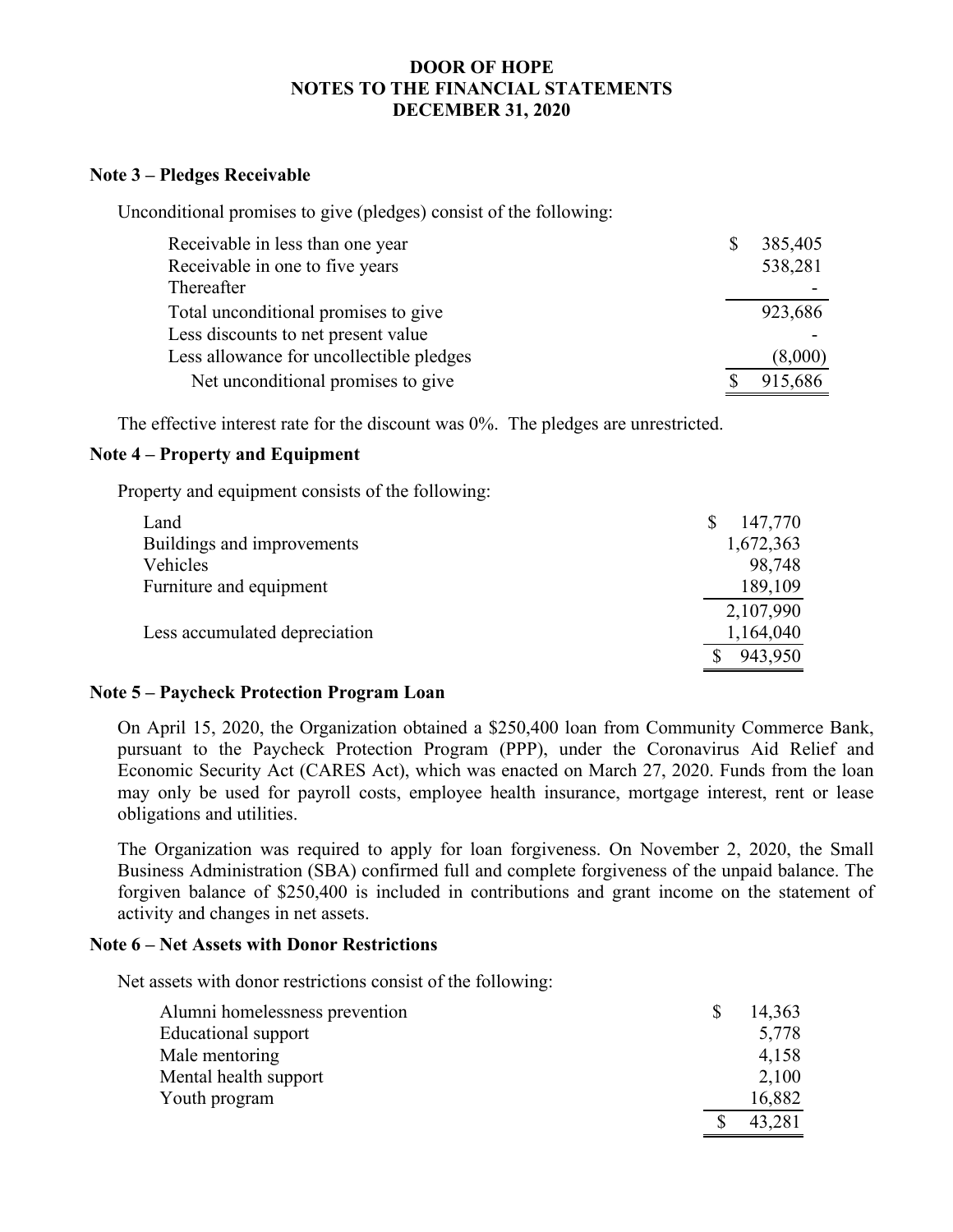# DOOR OF HOPE
# NOTES TO THE FINANCIAL STATEMENTS
# DECEMBER 31, 2020

## Note 3 – Pledges Receivable

Unconditional promises to give (pledges) consist of the following:

| | |
|---|---|
| Receivable in less than one year | $ 385,405 |
| Receivable in one to five years | 538,281 |
| Thereafter | - |
| Total unconditional promises to give | 923,686 |
| Less discounts to net present value | - |
| Less allowance for uncollectible pledges | (8,000) |
| Net unconditional promises to give | $ 915,686 |

The effective interest rate for the discount was 0%. The pledges are unrestricted.

## Note 4 – Property and Equipment

Property and equipment consists of the following:

| | |
|---|---|
| Land | $ 147,770 |
| Buildings and improvements | 1,672,363 |
| Vehicles | 98,748 |
| Furniture and equipment | 189,109 |
| | 2,107,990 |
| Less accumulated depreciation | 1,164,040 |
| | $ 943,950 |

## Note 5 – Paycheck Protection Program Loan

On April 15, 2020, the Organization obtained a $250,400 loan from Community Commerce Bank, pursuant to the Paycheck Protection Program (PPP), under the Coronavirus Aid Relief and Economic Security Act (CARES Act), which was enacted on March 27, 2020. Funds from the loan may only be used for payroll costs, employee health insurance, mortgage interest, rent or lease obligations and utilities.

The Organization was required to apply for loan forgiveness. On November 2, 2020, the Small Business Administration (SBA) confirmed full and complete forgiveness of the unpaid balance. The forgiven balance of $250,400 is included in contributions and grant income on the statement of activity and changes in net assets.

## Note 6 – Net Assets with Donor Restrictions

Net assets with donor restrictions consist of the following:

| | |
|---|---|
| Alumni homelessness prevention | $ 14,363 |
| Educational support | 5,778 |
| Male mentoring | 4,158 |
| Mental health support | 2,100 |
| Youth program | 16,882 |
| | $ 43,281 |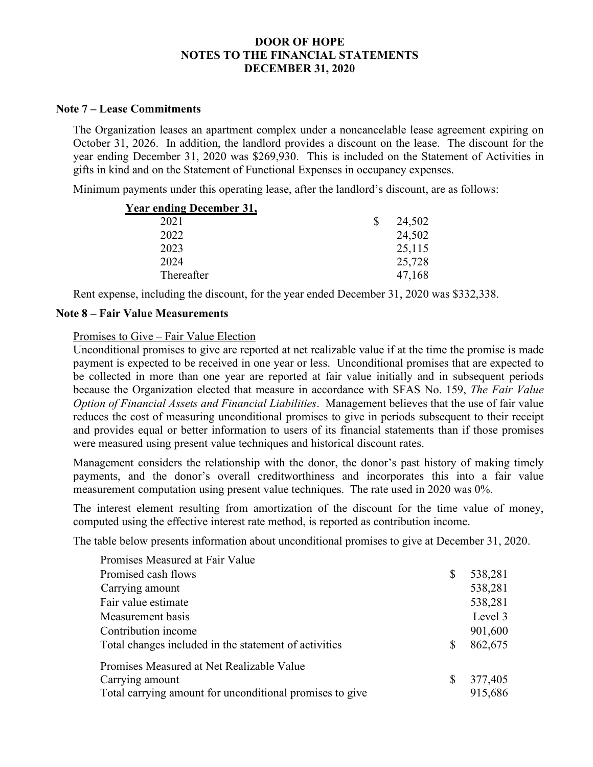# DOOR OF HOPE
## NOTES TO THE FINANCIAL STATEMENTS
## DECEMBER 31, 2020

### Note 7 – Lease Commitments

The Organization leases an apartment complex under a noncancelable lease agreement expiring on October 31, 2026. In addition, the landlord provides a discount on the lease. The discount for the year ending December 31, 2020 was $269,930. This is included on the Statement of Activities in gifts in kind and on the Statement of Functional Expenses in occupancy expenses.

Minimum payments under this operating lease, after the landlord's discount, are as follows:

| **Year ending December 31,** | |
|---|---|
| 2021 | $ 24,502 |
| 2022 | 24,502 |
| 2023 | 25,115 |
| 2024 | 25,728 |
| Thereafter | 47,168 |

Rent expense, including the discount, for the year ended December 31, 2020 was $332,338.

### Note 8 – Fair Value Measurements

Promises to Give – Fair Value Election

Unconditional promises to give are reported at net realizable value if at the time the promise is made payment is expected to be received in one year or less. Unconditional promises that are expected to be collected in more than one year are reported at fair value initially and in subsequent periods because the Organization elected that measure in accordance with SFAS No. 159, *The Fair Value Option of Financial Assets and Financial Liabilities*. Management believes that the use of fair value reduces the cost of measuring unconditional promises to give in periods subsequent to their receipt and provides equal or better information to users of its financial statements than if those promises were measured using present value techniques and historical discount rates.

Management considers the relationship with the donor, the donor's past history of making timely payments, and the donor's overall creditworthiness and incorporates this into a fair value measurement computation using present value techniques. The rate used in 2020 was 0%.

The interest element resulting from amortization of the discount for the time value of money, computed using the effective interest rate method, is reported as contribution income.

The table below presents information about unconditional promises to give at December 31, 2020.

| | |
|---|---|
| Promises Measured at Fair Value | |
| Promised cash flows | $ 538,281 |
| Carrying amount | 538,281 |
| Fair value estimate | 538,281 |
| Measurement basis | Level 3 |
| Contribution income | 901,600 |
| Total changes included in the statement of activities | $ 862,675 |
| Promises Measured at Net Realizable Value | |
| Carrying amount | $ 377,405 |
| Total carrying amount for unconditional promises to give | 915,686 |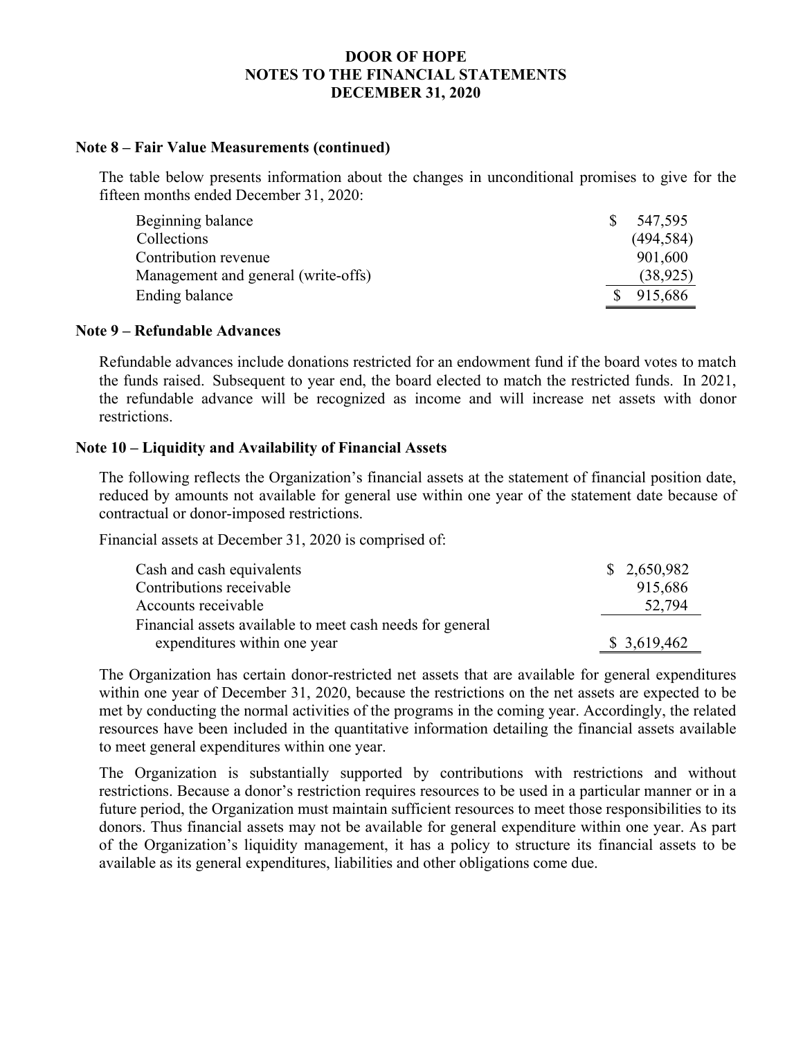# DOOR OF HOPE
## NOTES TO THE FINANCIAL STATEMENTS
## DECEMBER 31, 2020

### Note 8 – Fair Value Measurements (continued)

The table below presents information about the changes in unconditional promises to give for the fifteen months ended December 31, 2020:

| | |
|---|---|
| Beginning balance | $ 547,595 |
| Collections | (494,584) |
| Contribution revenue | 901,600 |
| Management and general (write-offs) | (38,925) |
| Ending balance | $ 915,686 |

### Note 9 – Refundable Advances

Refundable advances include donations restricted for an endowment fund if the board votes to match the funds raised. Subsequent to year end, the board elected to match the restricted funds. In 2021, the refundable advance will be recognized as income and will increase net assets with donor restrictions.

### Note 10 – Liquidity and Availability of Financial Assets

The following reflects the Organization's financial assets at the statement of financial position date, reduced by amounts not available for general use within one year of the statement date because of contractual or donor-imposed restrictions.

Financial assets at December 31, 2020 is comprised of:

| | |
|---|---|
| Cash and cash equivalents | $ 2,650,982 |
| Contributions receivable | 915,686 |
| Accounts receivable | 52,794 |
| Financial assets available to meet cash needs for general expenditures within one year | $ 3,619,462 |

The Organization has certain donor-restricted net assets that are available for general expenditures within one year of December 31, 2020, because the restrictions on the net assets are expected to be met by conducting the normal activities of the programs in the coming year. Accordingly, the related resources have been included in the quantitative information detailing the financial assets available to meet general expenditures within one year.

The Organization is substantially supported by contributions with restrictions and without restrictions. Because a donor's restriction requires resources to be used in a particular manner or in a future period, the Organization must maintain sufficient resources to meet those responsibilities to its donors. Thus financial assets may not be available for general expenditure within one year. As part of the Organization's liquidity management, it has a policy to structure its financial assets to be available as its general expenditures, liabilities and other obligations come due.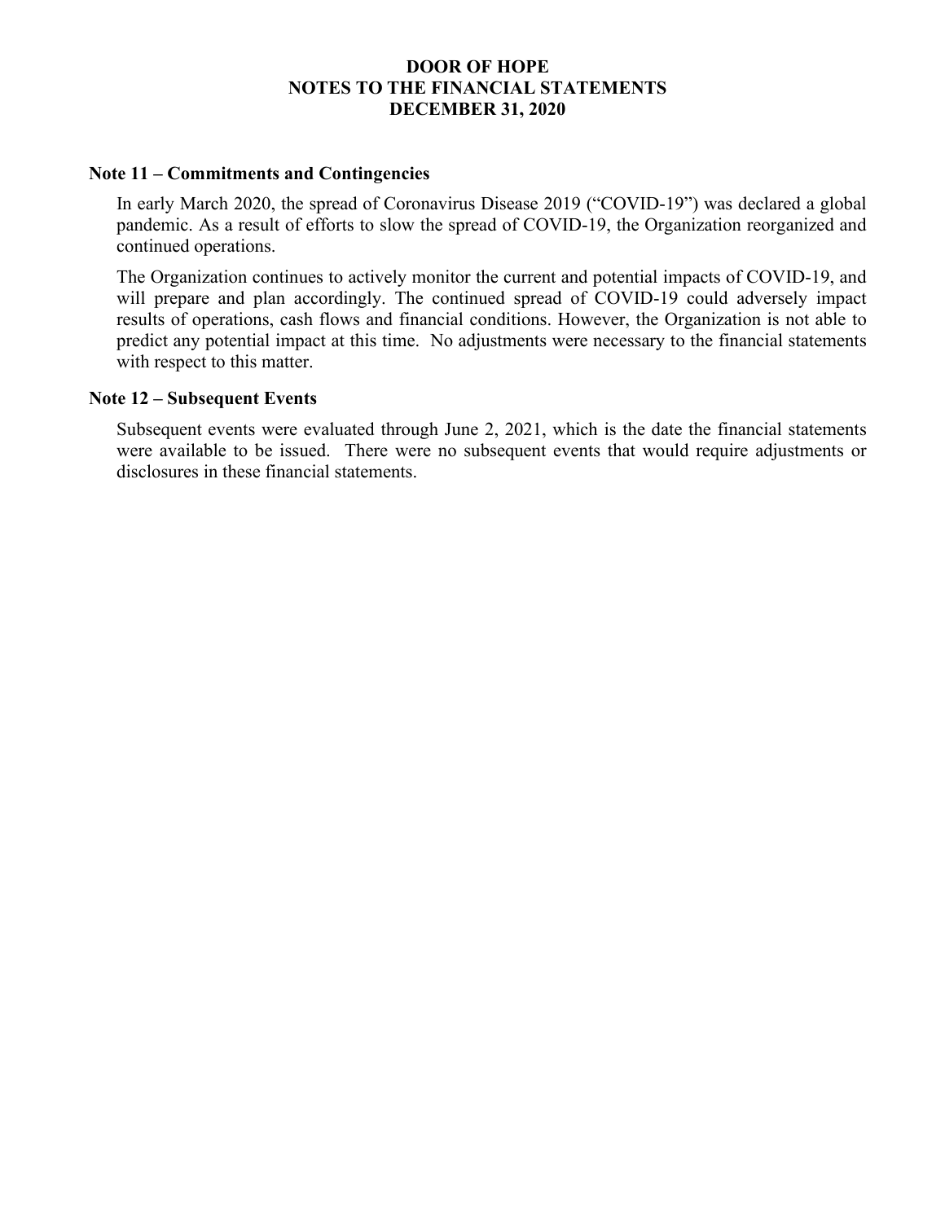# DOOR OF HOPE
## NOTES TO THE FINANCIAL STATEMENTS
## DECEMBER 31, 2020

### Note 11 – Commitments and Contingencies

In early March 2020, the spread of Coronavirus Disease 2019 ("COVID-19") was declared a global pandemic. As a result of efforts to slow the spread of COVID-19, the Organization reorganized and continued operations.

The Organization continues to actively monitor the current and potential impacts of COVID-19, and will prepare and plan accordingly. The continued spread of COVID-19 could adversely impact results of operations, cash flows and financial conditions. However, the Organization is not able to predict any potential impact at this time. No adjustments were necessary to the financial statements with respect to this matter.

### Note 12 – Subsequent Events

Subsequent events were evaluated through June 2, 2021, which is the date the financial statements were available to be issued. There were no subsequent events that would require adjustments or disclosures in these financial statements.